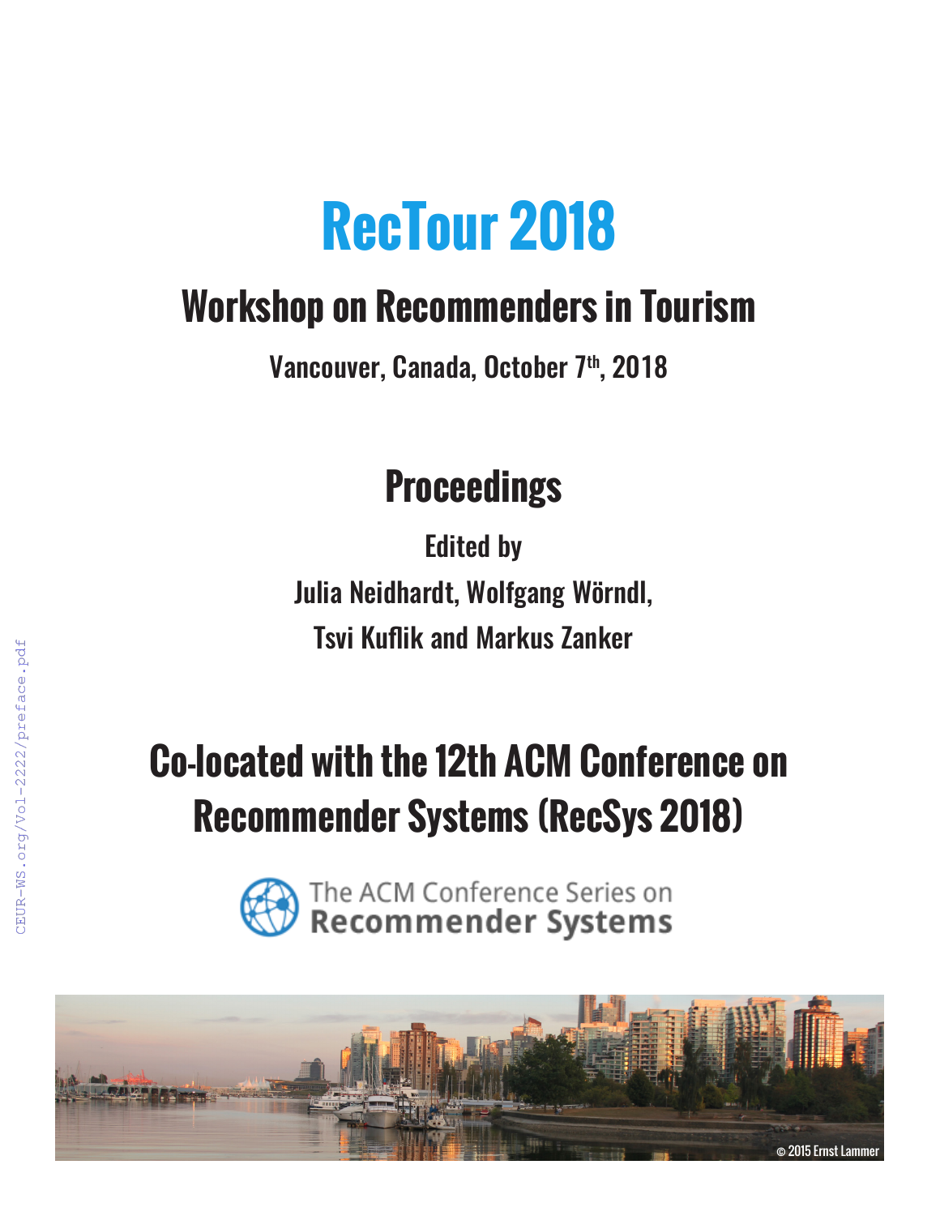# RecTour 2018

## Workshop on Recommenders in Tourism

**Vancouver, Canada, October 7th, 2018**

## Proceedings

**Edited by**

**Julia Neidhardt, Wolfgang Wörndl,**

**Tsvi Kuflik and Markus Zanker**

## Co-located with the 12th ACM Conference on Recommender Systems (RecSys 2018)

The ACM Conference Series on **Recommender Systems**

© 2015 Ernst Lammer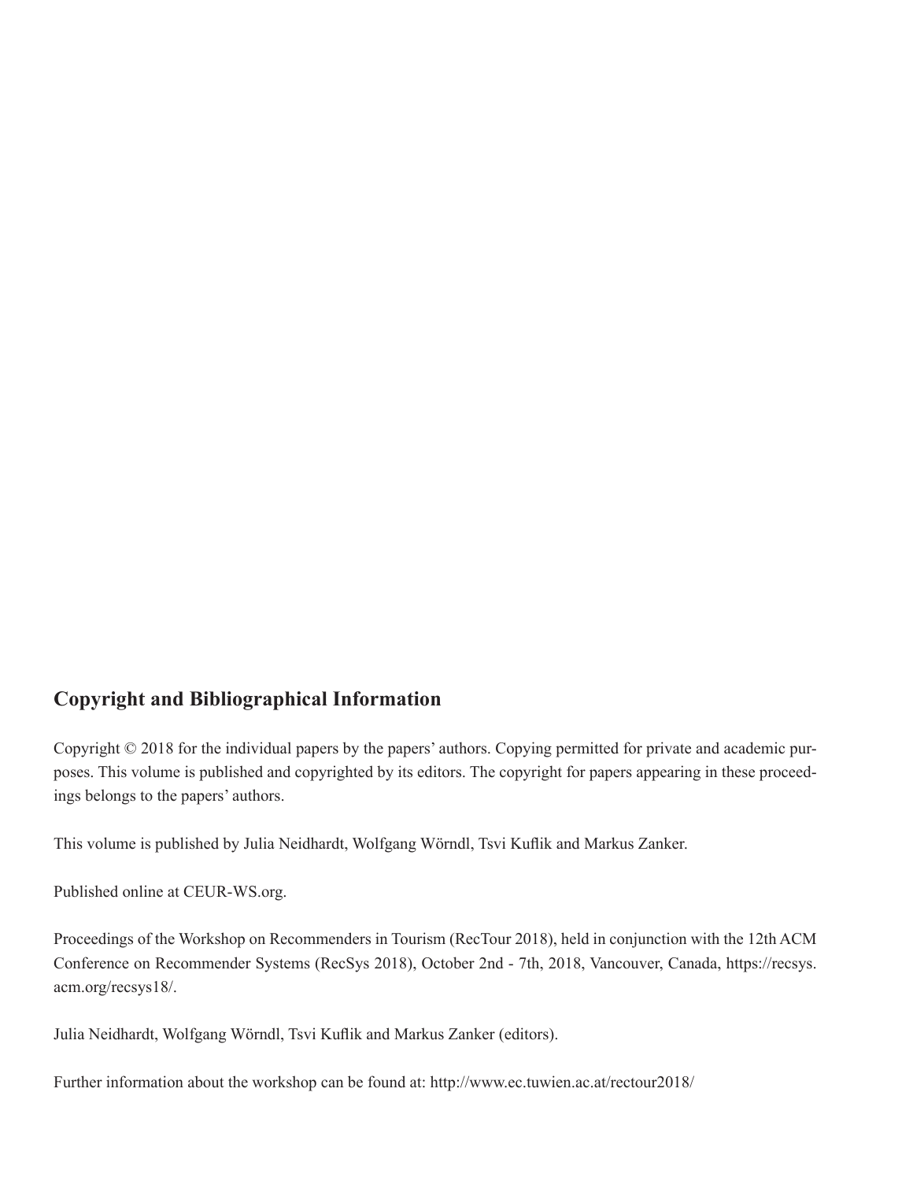## Copyright and Bibliographical Information

Copyright © 2018 for the individual papers by the papers' authors. Copying permitted for private and academic purposes. This volume is published and copyrighted by its editors. The copyright for papers appearing in these proceedings belongs to the papers' authors.

This volume is published by Julia Neidhardt, Wolfgang Wörndl, Tsvi Kuflik and Markus Zanker.

Published online at CEUR-WS.org.

Proceedings of the Workshop on Recommenders in Tourism (RecTour 2018), held in conjunction with the 12th ACM Conference on Recommender Systems (RecSys 2018), October 2nd - 7th, 2018, Vancouver, Canada, https://recsys.acm.org/recsys18/.

Julia Neidhardt, Wolfgang Wörndl, Tsvi Kuflik and Markus Zanker (editors).

Further information about the workshop can be found at: http://www.ec.tuwien.ac.at/rectour2018/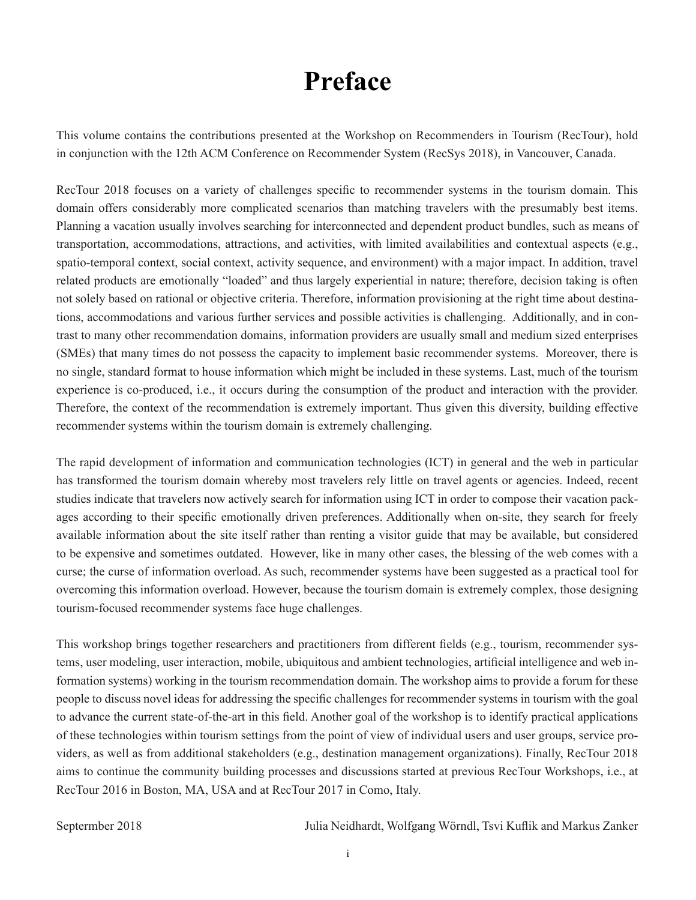# Preface

This volume contains the contributions presented at the Workshop on Recommenders in Tourism (RecTour), hold in conjunction with the 12th ACM Conference on Recommender System (RecSys 2018), in Vancouver, Canada.

RecTour 2018 focuses on a variety of challenges specific to recommender systems in the tourism domain. This domain offers considerably more complicated scenarios than matching travelers with the presumably best items. Planning a vacation usually involves searching for interconnected and dependent product bundles, such as means of transportation, accommodations, attractions, and activities, with limited availabilities and contextual aspects (e.g., spatio-temporal context, social context, activity sequence, and environment) with a major impact. In addition, travel related products are emotionally "loaded" and thus largely experiential in nature; therefore, decision taking is often not solely based on rational or objective criteria. Therefore, information provisioning at the right time about destinations, accommodations and various further services and possible activities is challenging. Additionally, and in contrast to many other recommendation domains, information providers are usually small and medium sized enterprises (SMEs) that many times do not possess the capacity to implement basic recommender systems. Moreover, there is no single, standard format to house information which might be included in these systems. Last, much of the tourism experience is co-produced, i.e., it occurs during the consumption of the product and interaction with the provider. Therefore, the context of the recommendation is extremely important. Thus given this diversity, building effective recommender systems within the tourism domain is extremely challenging.

The rapid development of information and communication technologies (ICT) in general and the web in particular has transformed the tourism domain whereby most travelers rely little on travel agents or agencies. Indeed, recent studies indicate that travelers now actively search for information using ICT in order to compose their vacation packages according to their specific emotionally driven preferences. Additionally when on-site, they search for freely available information about the site itself rather than renting a visitor guide that may be available, but considered to be expensive and sometimes outdated. However, like in many other cases, the blessing of the web comes with a curse; the curse of information overload. As such, recommender systems have been suggested as a practical tool for overcoming this information overload. However, because the tourism domain is extremely complex, those designing tourism-focused recommender systems face huge challenges.

This workshop brings together researchers and practitioners from different fields (e.g., tourism, recommender systems, user modeling, user interaction, mobile, ubiquitous and ambient technologies, artificial intelligence and web information systems) working in the tourism recommendation domain. The workshop aims to provide a forum for these people to discuss novel ideas for addressing the specific challenges for recommender systems in tourism with the goal to advance the current state-of-the-art in this field. Another goal of the workshop is to identify practical applications of these technologies within tourism settings from the point of view of individual users and user groups, service providers, as well as from additional stakeholders (e.g., destination management organizations). Finally, RecTour 2018 aims to continue the community building processes and discussions started at previous RecTour Workshops, i.e., at RecTour 2016 in Boston, MA, USA and at RecTour 2017 in Como, Italy.

Septermber 2018

Julia Neidhardt, Wolfgang Wörndl, Tsvi Kuflik and Markus Zanker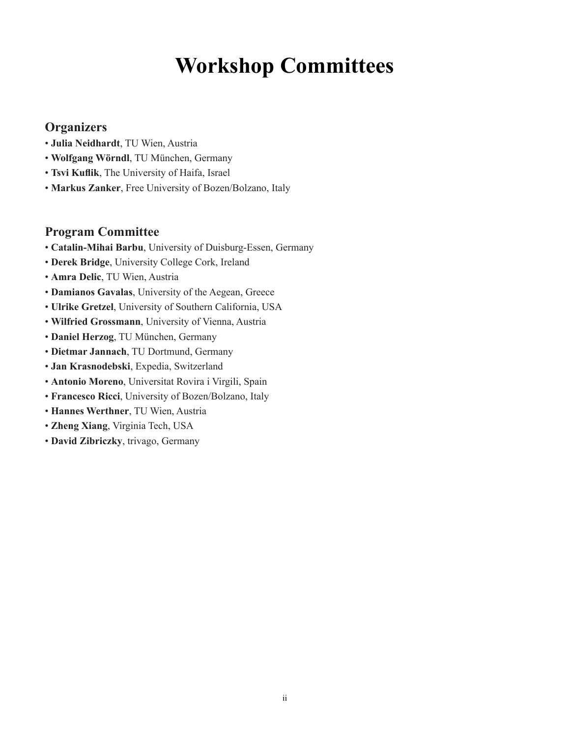# Workshop Committees

## Organizers

- **Julia Neidhardt**, TU Wien, Austria
- **Wolfgang Wörndl**, TU München, Germany
- **Tsvi Kuflik**, The University of Haifa, Israel
- **Markus Zanker**, Free University of Bozen/Bolzano, Italy

## Program Committee

- **Catalin-Mihai Barbu**, University of Duisburg-Essen, Germany
- **Derek Bridge**, University College Cork, Ireland
- **Amra Delic**, TU Wien, Austria
- **Damianos Gavalas**, University of the Aegean, Greece
- **Ulrike Gretzel**, University of Southern California, USA
- **Wilfried Grossmann**, University of Vienna, Austria
- **Daniel Herzog**, TU München, Germany
- **Dietmar Jannach**, TU Dortmund, Germany
- **Jan Krasnodebski**, Expedia, Switzerland
- **Antonio Moreno**, Universitat Rovira i Virgili, Spain
- **Francesco Ricci**, University of Bozen/Bolzano, Italy
- **Hannes Werthner**, TU Wien, Austria
- **Zheng Xiang**, Virginia Tech, USA
- **David Zibriczky**, trivago, Germany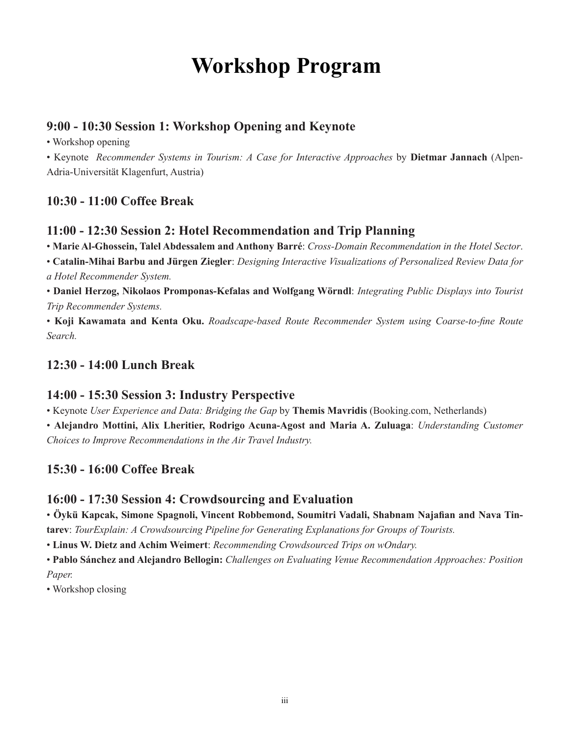# Workshop Program

## 9:00 - 10:30 Session 1: Workshop Opening and Keynote

- Workshop opening
- Keynote *Recommender Systems in Tourism: A Case for Interactive Approaches* by **Dietmar Jannach** (Alpen-Adria-Universität Klagenfurt, Austria)

## 10:30 - 11:00 Coffee Break

## 11:00 - 12:30 Session 2: Hotel Recommendation and Trip Planning

- **Marie Al-Ghossein, Talel Abdessalem and Anthony Barré**: *Cross-Domain Recommendation in the Hotel Sector*.
- **Catalin-Mihai Barbu and Jürgen Ziegler**: *Designing Interactive Visualizations of Personalized Review Data for a Hotel Recommender System.*
- **Daniel Herzog, Nikolaos Promponas-Kefalas and Wolfgang Wörndl**: *Integrating Public Displays into Tourist Trip Recommender Systems.*
- **Koji Kawamata and Kenta Oku.** *Roadscape-based Route Recommender System using Coarse-to-fine Route Search.*

## 12:30 - 14:00 Lunch Break

## 14:00 - 15:30 Session 3: Industry Perspective

- Keynote *User Experience and Data: Bridging the Gap* by **Themis Mavridis** (Booking.com, Netherlands)
- **Alejandro Mottini, Alix Lheritier, Rodrigo Acuna-Agost and Maria A. Zuluaga**: *Understanding Customer Choices to Improve Recommendations in the Air Travel Industry.*

## 15:30 - 16:00 Coffee Break

## 16:00 - 17:30 Session 4: Crowdsourcing and Evaluation

- **Öykü Kapcak, Simone Spagnoli, Vincent Robbemond, Soumitri Vadali, Shabnam Najafian and Nava Tintarev**: *TourExplain: A Crowdsourcing Pipeline for Generating Explanations for Groups of Tourists.*
- **Linus W. Dietz and Achim Weimert**: *Recommending Crowdsourced Trips on wOndary.*
- **Pablo Sánchez and Alejandro Bellogin:** *Challenges on Evaluating Venue Recommendation Approaches: Position Paper.*
- Workshop closing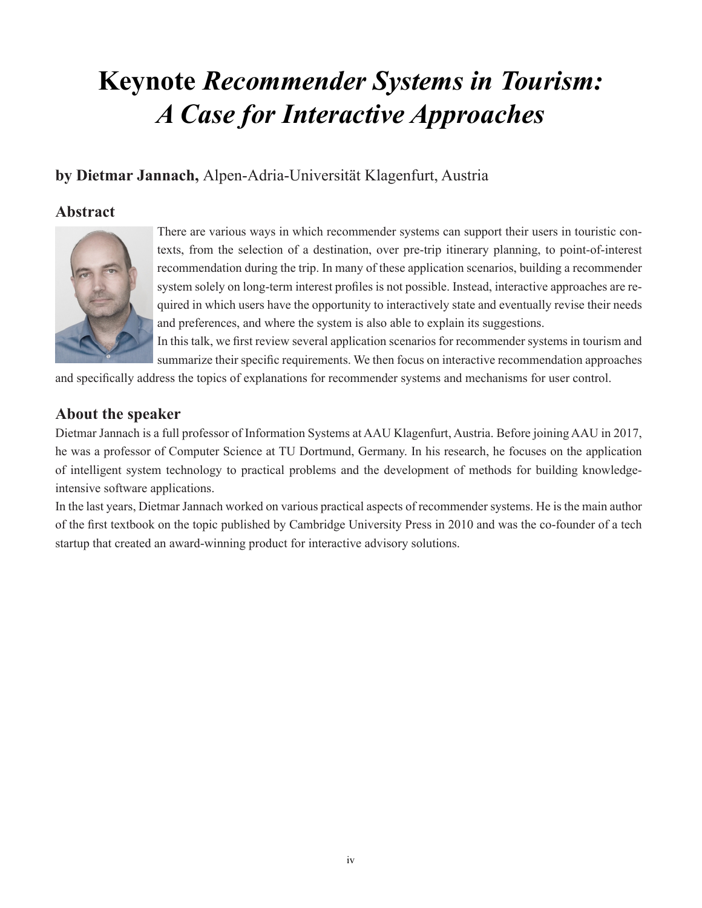# Keynote *Recommender Systems in Tourism: A Case for Interactive Approaches*

**by Dietmar Jannach,** Alpen-Adria-Universität Klagenfurt, Austria

## Abstract

There are various ways in which recommender systems can support their users in touristic contexts, from the selection of a destination, over pre-trip itinerary planning, to point-of-interest recommendation during the trip. In many of these application scenarios, building a recommender system solely on long-term interest profiles is not possible. Instead, interactive approaches are required in which users have the opportunity to interactively state and eventually revise their needs and preferences, and where the system is also able to explain its suggestions.

In this talk, we first review several application scenarios for recommender systems in tourism and summarize their specific requirements. We then focus on interactive recommendation approaches and specifically address the topics of explanations for recommender systems and mechanisms for user control.

## About the speaker

Dietmar Jannach is a full professor of Information Systems at AAU Klagenfurt, Austria. Before joining AAU in 2017, he was a professor of Computer Science at TU Dortmund, Germany. In his research, he focuses on the application of intelligent system technology to practical problems and the development of methods for building knowledge-intensive software applications.

In the last years, Dietmar Jannach worked on various practical aspects of recommender systems. He is the main author of the first textbook on the topic published by Cambridge University Press in 2010 and was the co-founder of a tech startup that created an award-winning product for interactive advisory solutions.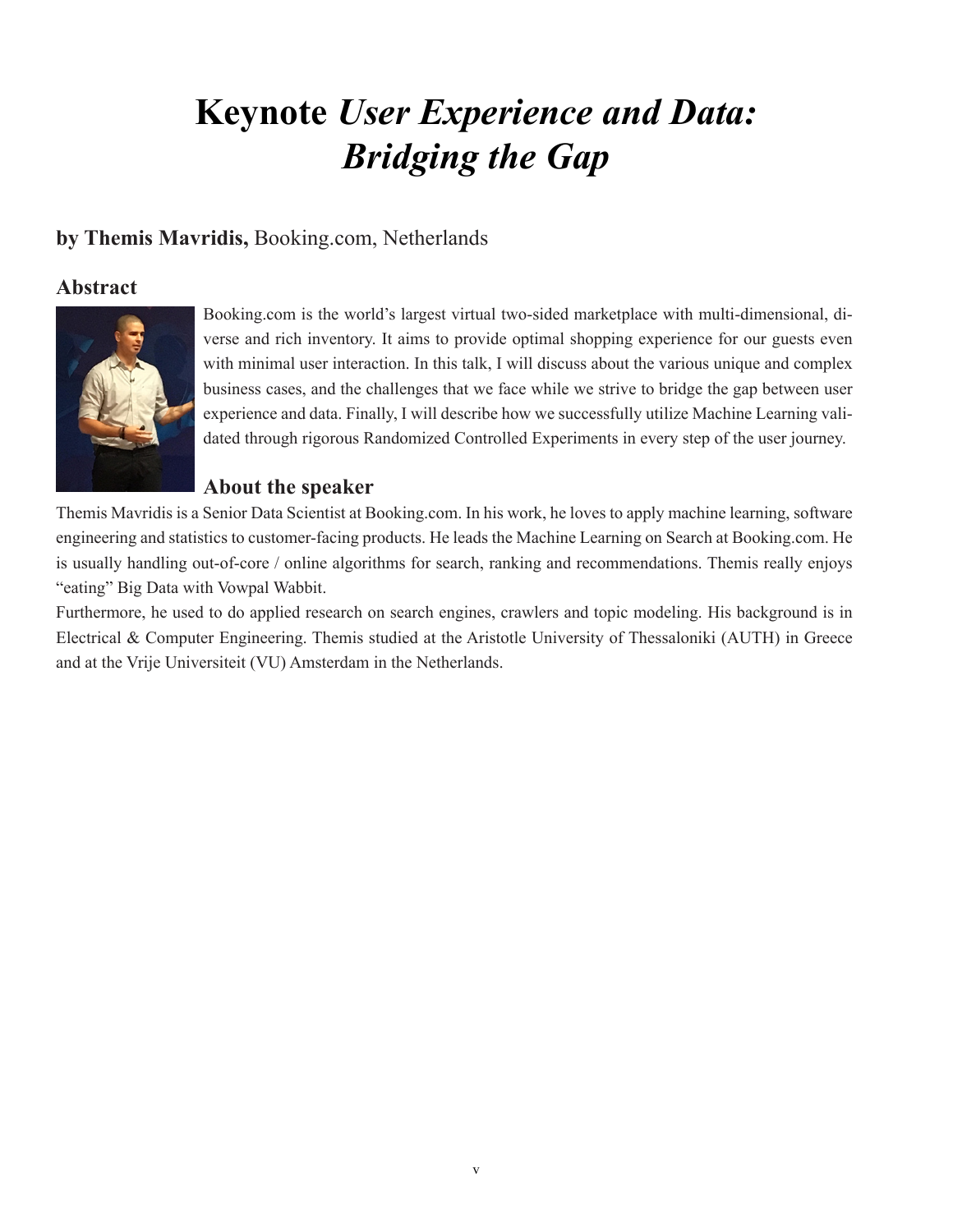# Keynote *User Experience and Data: Bridging the Gap*

## by Themis Mavridis, Booking.com, Netherlands

## Abstract

Booking.com is the world's largest virtual two-sided marketplace with multi-dimensional, diverse and rich inventory. It aims to provide optimal shopping experience for our guests even with minimal user interaction. In this talk, I will discuss about the various unique and complex business cases, and the challenges that we face while we strive to bridge the gap between user experience and data. Finally, I will describe how we successfully utilize Machine Learning validated through rigorous Randomized Controlled Experiments in every step of the user journey.

## About the speaker

Themis Mavridis is a Senior Data Scientist at Booking.com. In his work, he loves to apply machine learning, software engineering and statistics to customer-facing products. He leads the Machine Learning on Search at Booking.com. He is usually handling out-of-core / online algorithms for search, ranking and recommendations. Themis really enjoys "eating" Big Data with Vowpal Wabbit.

Furthermore, he used to do applied research on search engines, crawlers and topic modeling. His background is in Electrical & Computer Engineering. Themis studied at the Aristotle University of Thessaloniki (AUTH) in Greece and at the Vrije Universiteit (VU) Amsterdam in the Netherlands.